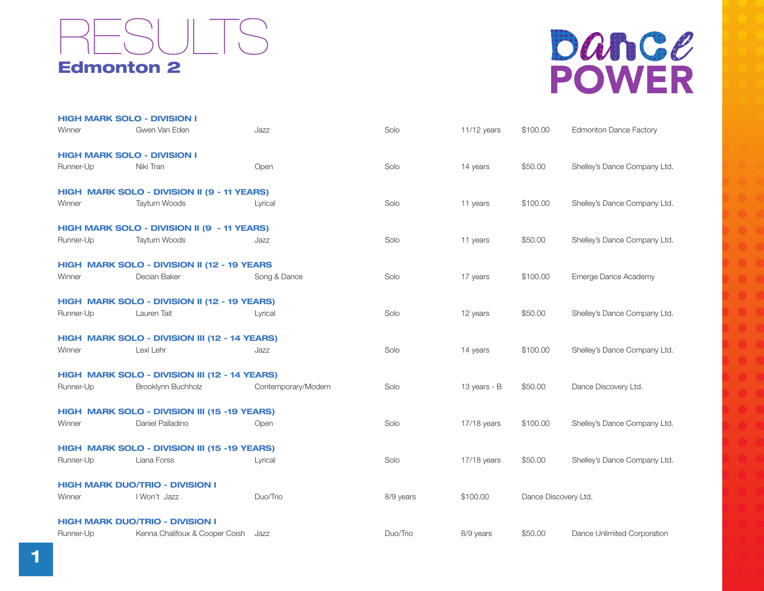# RESULTS

## Edmonton 2

Dance POWER

**HIGH MARK SOLO - DIVISION I**

| | | | | | | |
|---|---|---|---|---|---|---|
| Winner | Gwen Van Eden | Jazz | Solo | 11/12 years | $100.00 | Edmonton Dance Factory |

**HIGH MARK SOLO - DIVISION I**

| | | | | | | |
|---|---|---|---|---|---|---|
| Runner-Up | Niki Tran | Open | Solo | 14 years | $50.00 | Shelley's Dance Company Ltd. |

**HIGH MARK SOLO - DIVISION II (9 - 11 YEARS)**

| | | | | | | |
|---|---|---|---|---|---|---|
| Winner | Taytum Woods | Lyrical | Solo | 11 years | $100.00 | Shelley's Dance Company Ltd. |

**HIGH MARK SOLO - DIVISION II (9 - 11 YEARS)**

| | | | | | | |
|---|---|---|---|---|---|---|
| Runner-Up | Taytum Woods | Jazz | Solo | 11 years | $50.00 | Shelley's Dance Company Ltd. |

**HIGH MARK SOLO - DIVISION II (12 - 19 YEARS**

| | | | | | | |
|---|---|---|---|---|---|---|
| Winner | Decian Baker | Song & Dance | Solo | 17 years | $100.00 | Emerge Dance Academy |

**HIGH MARK SOLO - DIVISION II (12 - 19 YEARS)**

| | | | | | | |
|---|---|---|---|---|---|---|
| Runner-Up | Lauren Tait | Lyrical | Solo | 12 years | $50.00 | Shelley's Dance Company Ltd. |

**HIGH MARK SOLO - DIVISION III (12 - 14 YEARS)**

| | | | | | | |
|---|---|---|---|---|---|---|
| Winner | Lexi Lehr | Jazz | Solo | 14 years | $100.00 | Shelley's Dance Company Ltd. |

**HIGH MARK SOLO - DIVISION III (12 - 14 YEARS)**

| | | | | | | |
|---|---|---|---|---|---|---|
| Runner-Up | Brooklynn Buchholz | Contemporary/Modern | Solo | 13 years - B | $50.00 | Dance Discovery Ltd. |

**HIGH MARK SOLO - DIVISION III (15 -19 YEARS)**

| | | | | | | |
|---|---|---|---|---|---|---|
| Winner | Daniel Palladino | Open | Solo | 17/18 years | $100.00 | Shelley's Dance Company Ltd. |

**HIGH MARK SOLO - DIVISION III (15 -19 YEARS)**

| | | | | | | |
|---|---|---|---|---|---|---|
| Runner-Up | Liana Forss | Lyrical | Solo | 17/18 years | $50.00 | Shelley's Dance Company Ltd. |

**HIGH MARK DUO/TRIO - DIVISION I**

| | | | | | |
|---|---|---|---|---|---|
| Winner | I Won't Jazz | Duo/Trio | 8/9 years | $100.00 | Dance Discovery Ltd. |

**HIGH MARK DUO/TRIO - DIVISION I**

| | | | | | | |
|---|---|---|---|---|---|---|
| Runner-Up | Kenna Chalifoux & Cooper Coish | Jazz | Duo/Trio | 8/9 years | $50.00 | Dance Unlimited Corporation |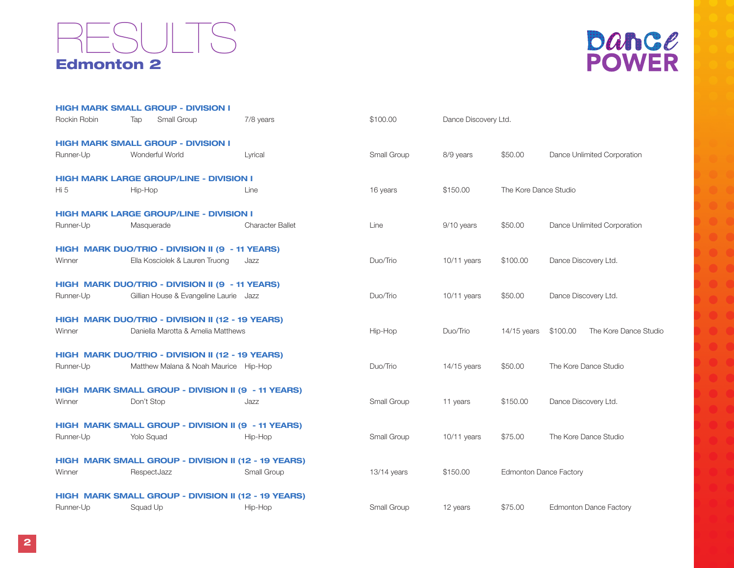# RESULTS

## Edmonton 2

Dance POWER

**HIGH MARK SMALL GROUP - DIVISION I**

Rockin Robin | Tap | Small Group | 7/8 years | $100.00 | Dance Discovery Ltd.

**HIGH MARK SMALL GROUP - DIVISION I**

Runner-Up | Wonderful World | Lyrical | Small Group | 8/9 years | $50.00 | Dance Unlimited Corporation

**HIGH MARK LARGE GROUP/LINE - DIVISION I**

Hi 5 | Hip-Hop | Line | 16 years | $150.00 | The Kore Dance Studio

**HIGH MARK LARGE GROUP/LINE - DIVISION I**

Runner-Up | Masquerade | Character Ballet | Line | 9/10 years | $50.00 | Dance Unlimited Corporation

**HIGH MARK DUO/TRIO - DIVISION II (9 - 11 YEARS)**

Winner | Ella Kosciolek & Lauren Truong | Jazz | Duo/Trio | 10/11 years | $100.00 | Dance Discovery Ltd.

**HIGH MARK DUO/TRIO - DIVISION II (9 - 11 YEARS)**

Runner-Up | Gillian House & Evangeline Laurie | Jazz | Duo/Trio | 10/11 years | $50.00 | Dance Discovery Ltd.

**HIGH MARK DUO/TRIO - DIVISION II (12 - 19 YEARS)**

Winner | Daniella Marotta & Amelia Matthews | Hip-Hop | Duo/Trio | 14/15 years | $100.00 | The Kore Dance Studio

**HIGH MARK DUO/TRIO - DIVISION II (12 - 19 YEARS)**

Runner-Up | Matthew Malana & Noah Maurice | Hip-Hop | Duo/Trio | 14/15 years | $50.00 | The Kore Dance Studio

**HIGH MARK SMALL GROUP - DIVISION II (9 - 11 YEARS)**

Winner | Don't Stop | Jazz | Small Group | 11 years | $150.00 | Dance Discovery Ltd.

**HIGH MARK SMALL GROUP - DIVISION II (9 - 11 YEARS)**

Runner-Up | Yolo Squad | Hip-Hop | Small Group | 10/11 years | $75.00 | The Kore Dance Studio

**HIGH MARK SMALL GROUP - DIVISION II (12 - 19 YEARS)**

Winner | RespectJazz | Small Group | 13/14 years | $150.00 | Edmonton Dance Factory

**HIGH MARK SMALL GROUP - DIVISION II (12 - 19 YEARS)**

Runner-Up | Squad Up | Hip-Hop | Small Group | 12 years | $75.00 | Edmonton Dance Factory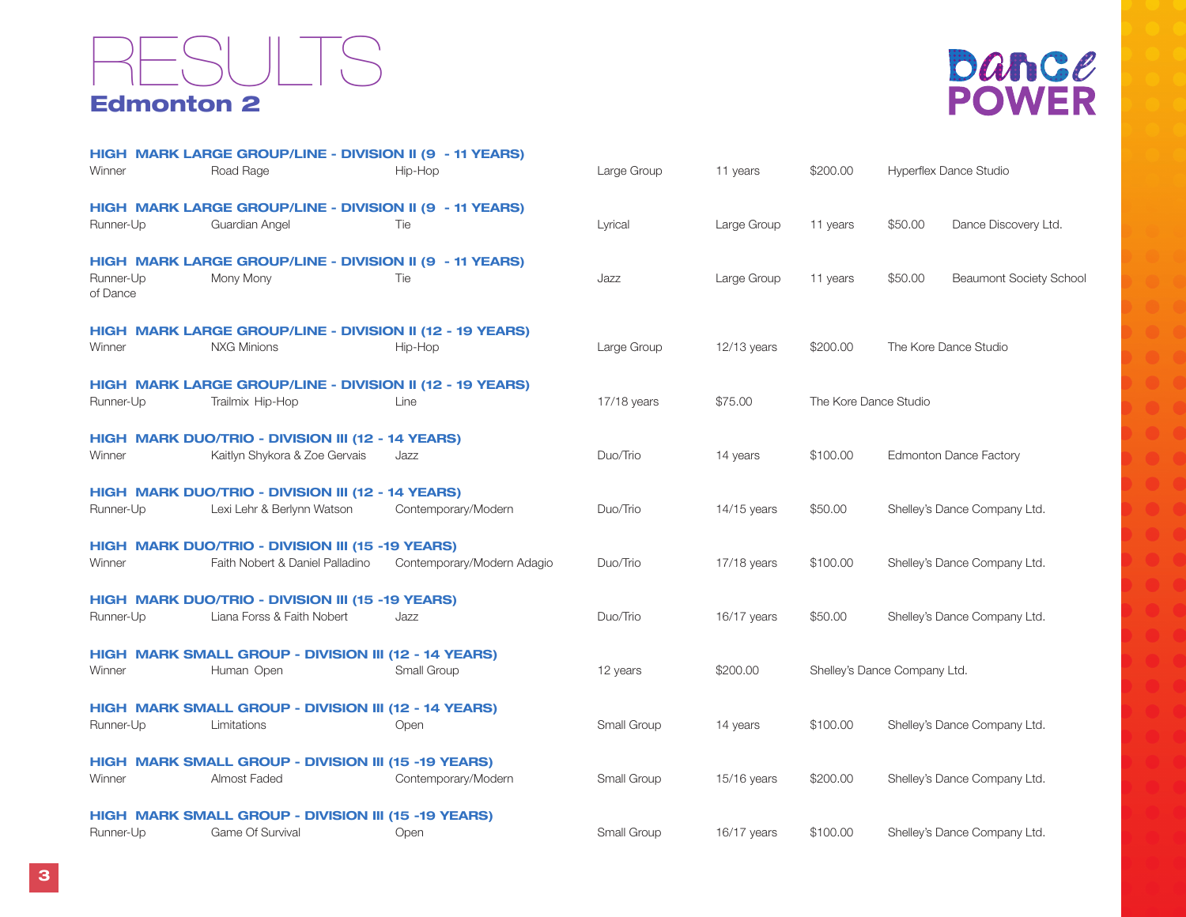# RESULTS

## Edmonton 2

**Dance POWER**

**HIGH MARK LARGE GROUP/LINE - DIVISION II (9 - 11 YEARS)**

Winner | Road Rage | Hip-Hop | Large Group | 11 years | $200.00 | Hyperflex Dance Studio

**HIGH MARK LARGE GROUP/LINE - DIVISION II (9 - 11 YEARS)**

Runner-Up | Guardian Angel | Tie | Lyrical | Large Group | 11 years | $50.00 | Dance Discovery Ltd.

**HIGH MARK LARGE GROUP/LINE - DIVISION II (9 - 11 YEARS)**

Runner-Up | Mony Mony | Tie | Jazz | Large Group | 11 years | $50.00 | Beaumont Society School of Dance

**HIGH MARK LARGE GROUP/LINE - DIVISION II (12 - 19 YEARS)**

Winner | NXG Minions | Hip-Hop | Large Group | 12/13 years | $200.00 | The Kore Dance Studio

**HIGH MARK LARGE GROUP/LINE - DIVISION II (12 - 19 YEARS)**

Runner-Up | Trailmix Hip-Hop | Line | 17/18 years | $75.00 | The Kore Dance Studio

**HIGH MARK DUO/TRIO - DIVISION III (12 - 14 YEARS)**

Winner | Kaitlyn Shykora & Zoe Gervais | Jazz | Duo/Trio | 14 years | $100.00 | Edmonton Dance Factory

**HIGH MARK DUO/TRIO - DIVISION III (12 - 14 YEARS)**

Runner-Up | Lexi Lehr & Berlynn Watson | Contemporary/Modern | Duo/Trio | 14/15 years | $50.00 | Shelley's Dance Company Ltd.

**HIGH MARK DUO/TRIO - DIVISION III (15 -19 YEARS)**

Winner | Faith Nobert & Daniel Palladino | Contemporary/Modern Adagio | Duo/Trio | 17/18 years | $100.00 | Shelley's Dance Company Ltd.

**HIGH MARK DUO/TRIO - DIVISION III (15 -19 YEARS)**

Runner-Up | Liana Forss & Faith Nobert | Jazz | Duo/Trio | 16/17 years | $50.00 | Shelley's Dance Company Ltd.

**HIGH MARK SMALL GROUP - DIVISION III (12 - 14 YEARS)**

Winner | Human Open | Small Group | 12 years | $200.00 | Shelley's Dance Company Ltd.

**HIGH MARK SMALL GROUP - DIVISION III (12 - 14 YEARS)**

Runner-Up | Limitations | Open | Small Group | 14 years | $100.00 | Shelley's Dance Company Ltd.

**HIGH MARK SMALL GROUP - DIVISION III (15 -19 YEARS)**

Winner | Almost Faded | Contemporary/Modern | Small Group | 15/16 years | $200.00 | Shelley's Dance Company Ltd.

**HIGH MARK SMALL GROUP - DIVISION III (15 -19 YEARS)**

Runner-Up | Game Of Survival | Open | Small Group | 16/17 years | $100.00 | Shelley's Dance Company Ltd.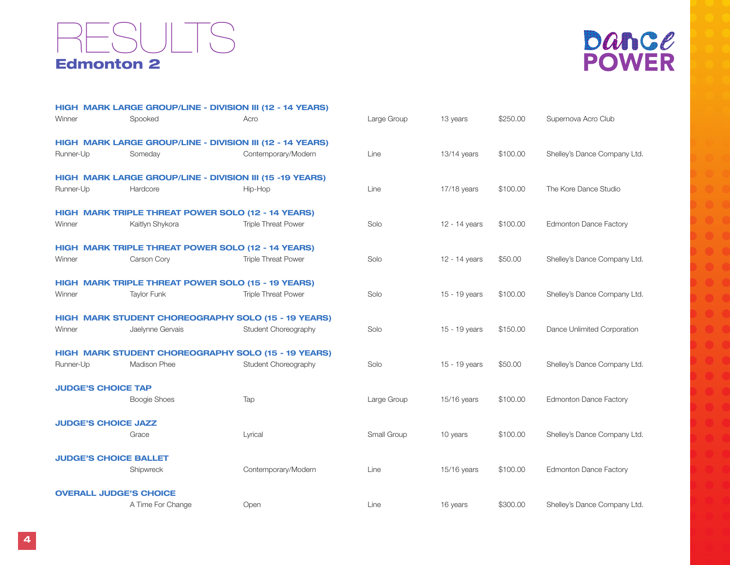# RESULTS

## Edmonton 2

Dance POWER

### HIGH MARK LARGE GROUP/LINE - DIVISION III (12 - 14 YEARS)

| Winner | Spooked | Acro | Large Group | 13 years | $250.00 | Supernova Acro Club |
|---|---|---|---|---|---|---|

### HIGH MARK LARGE GROUP/LINE - DIVISION III (12 - 14 YEARS)

| Runner-Up | Someday | Contemporary/Modern | Line | 13/14 years | $100.00 | Shelley's Dance Company Ltd. |
|---|---|---|---|---|---|---|

### HIGH MARK LARGE GROUP/LINE - DIVISION III (15 -19 YEARS)

| Runner-Up | Hardcore | Hip-Hop | Line | 17/18 years | $100.00 | The Kore Dance Studio |
|---|---|---|---|---|---|---|

### HIGH MARK TRIPLE THREAT POWER SOLO (12 - 14 YEARS)

| Winner | Kaitlyn Shykora | Triple Threat Power | Solo | 12 - 14 years | $100.00 | Edmonton Dance Factory |
|---|---|---|---|---|---|---|

### HIGH MARK TRIPLE THREAT POWER SOLO (12 - 14 YEARS)

| Winner | Carson Cory | Triple Threat Power | Solo | 12 - 14 years | $50.00 | Shelley's Dance Company Ltd. |
|---|---|---|---|---|---|---|

### HIGH MARK TRIPLE THREAT POWER SOLO (15 - 19 YEARS)

| Winner | Taylor Funk | Triple Threat Power | Solo | 15 - 19 years | $100.00 | Shelley's Dance Company Ltd. |
|---|---|---|---|---|---|---|

### HIGH MARK STUDENT CHOREOGRAPHY SOLO (15 - 19 YEARS)

| Winner | Jaelynne Gervais | Student Choreography | Solo | 15 - 19 years | $150.00 | Dance Unlimited Corporation |
|---|---|---|---|---|---|---|

### HIGH MARK STUDENT CHOREOGRAPHY SOLO (15 - 19 YEARS)

| Runner-Up | Madison Phee | Student Choreography | Solo | 15 - 19 years | $50.00 | Shelley's Dance Company Ltd. |
|---|---|---|---|---|---|---|

### JUDGE'S CHOICE TAP

| | Boogie Shoes | Tap | Large Group | 15/16 years | $100.00 | Edmonton Dance Factory |
|---|---|---|---|---|---|---|

### JUDGE'S CHOICE JAZZ

| | Grace | Lyrical | Small Group | 10 years | $100.00 | Shelley's Dance Company Ltd. |
|---|---|---|---|---|---|---|

### JUDGE'S CHOICE BALLET

| | Shipwreck | Contemporary/Modern | Line | 15/16 years | $100.00 | Edmonton Dance Factory |
|---|---|---|---|---|---|---|

### OVERALL JUDGE'S CHOICE

| | A Time For Change | Open | Line | 16 years | $300.00 | Shelley's Dance Company Ltd. |
|---|---|---|---|---|---|---|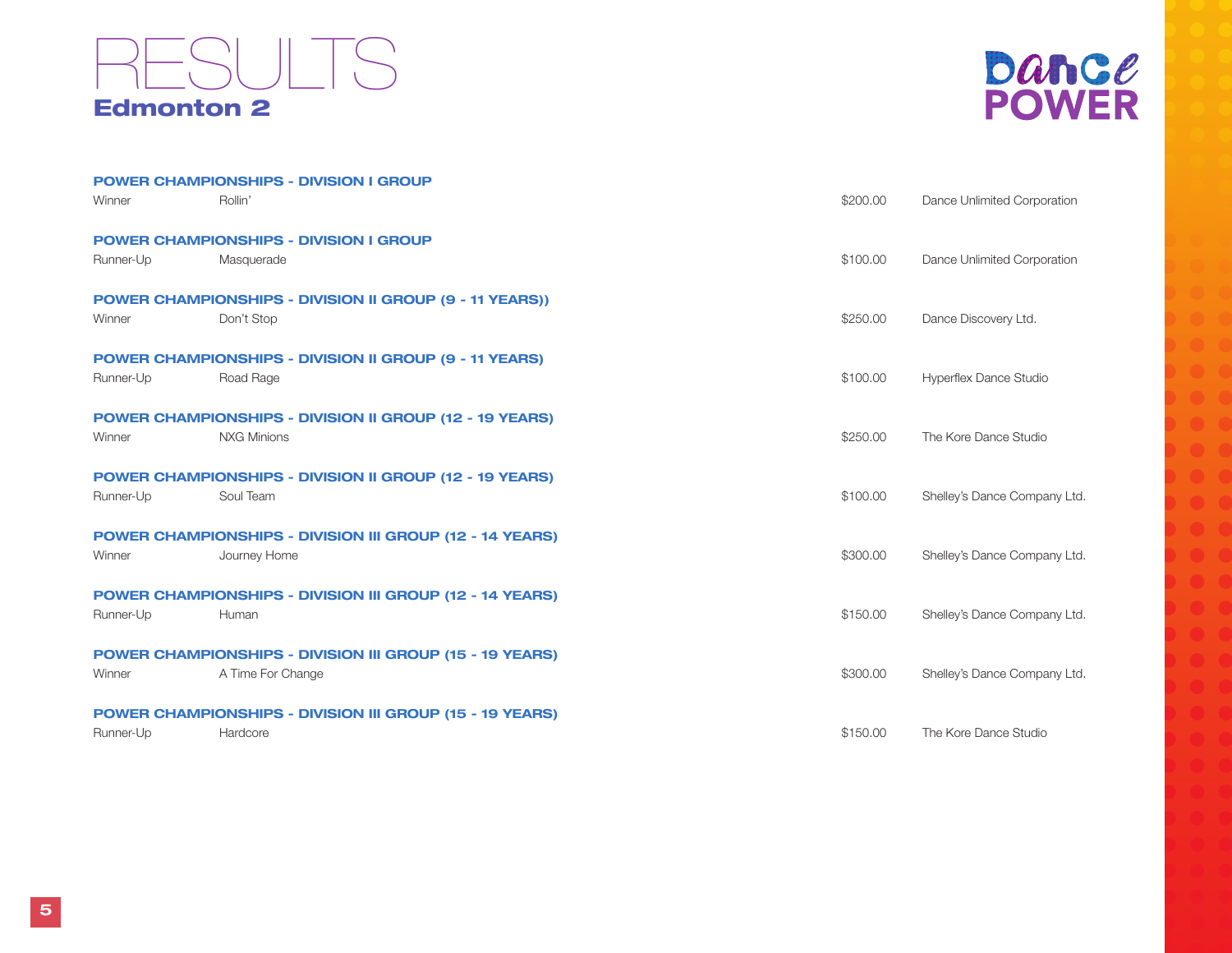# RESULTS

## Edmonton 2

**POWER CHAMPIONSHIPS - DIVISION I GROUP**

| | | | |
|---|---|---|---|
| Winner | Rollin' | $200.00 | Dance Unlimited Corporation |

**POWER CHAMPIONSHIPS - DIVISION I GROUP**

| | | | |
|---|---|---|---|
| Runner-Up | Masquerade | $100.00 | Dance Unlimited Corporation |

**POWER CHAMPIONSHIPS - DIVISION II GROUP (9 - 11 YEARS))**

| | | | |
|---|---|---|---|
| Winner | Don't Stop | $250.00 | Dance Discovery Ltd. |

**POWER CHAMPIONSHIPS - DIVISION II GROUP (9 - 11 YEARS)**

| | | | |
|---|---|---|---|
| Runner-Up | Road Rage | $100.00 | Hyperflex Dance Studio |

**POWER CHAMPIONSHIPS - DIVISION II GROUP (12 - 19 YEARS)**

| | | | |
|---|---|---|---|
| Winner | NXG Minions | $250.00 | The Kore Dance Studio |

**POWER CHAMPIONSHIPS - DIVISION II GROUP (12 - 19 YEARS)**

| | | | |
|---|---|---|---|
| Runner-Up | Soul Team | $100.00 | Shelley's Dance Company Ltd. |

**POWER CHAMPIONSHIPS - DIVISION III GROUP (12 - 14 YEARS)**

| | | | |
|---|---|---|---|
| Winner | Journey Home | $300.00 | Shelley's Dance Company Ltd. |

**POWER CHAMPIONSHIPS - DIVISION III GROUP (12 - 14 YEARS)**

| | | | |
|---|---|---|---|
| Runner-Up | Human | $150.00 | Shelley's Dance Company Ltd. |

**POWER CHAMPIONSHIPS - DIVISION III GROUP (15 - 19 YEARS)**

| | | | |
|---|---|---|---|
| Winner | A Time For Change | $300.00 | Shelley's Dance Company Ltd. |

**POWER CHAMPIONSHIPS - DIVISION III GROUP (15 - 19 YEARS)**

| | | | |
|---|---|---|---|
| Runner-Up | Hardcore | $150.00 | The Kore Dance Studio |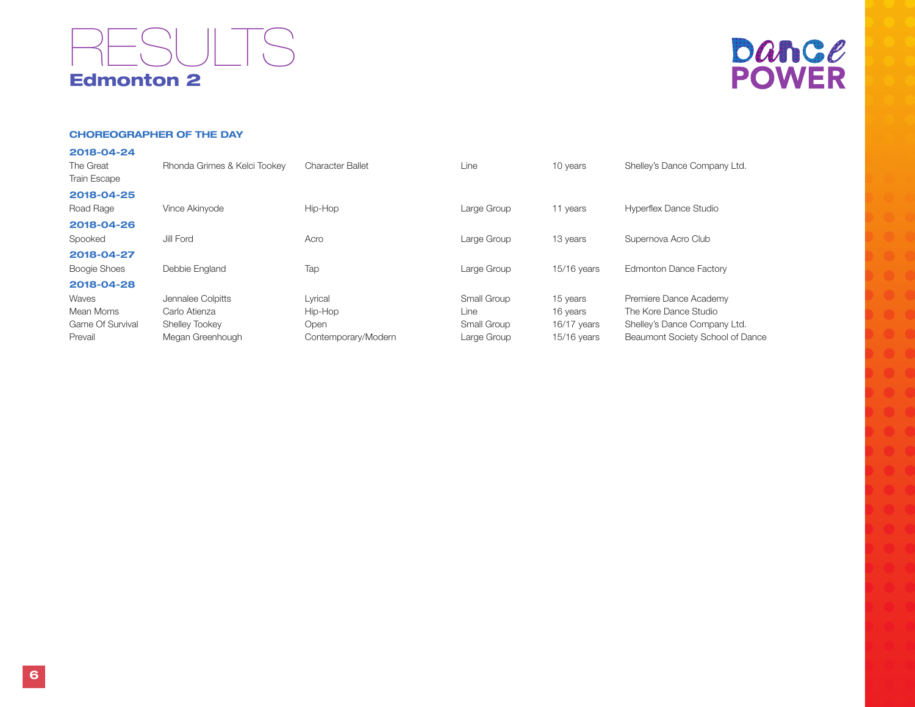# RESULTS

## Edmonton 2

Dance POWER

### CHOREOGRAPHER OF THE DAY

| | | | | | |
|---|---|---|---|---|---|
| **2018-04-24** | | | | | |
| The Great Train Escape | Rhonda Grimes & Kelci Tookey | Character Ballet | Line | 10 years | Shelley's Dance Company Ltd. |
| **2018-04-25** | | | | | |
| Road Rage | Vince Akinyode | Hip-Hop | Large Group | 11 years | Hyperflex Dance Studio |
| **2018-04-26** | | | | | |
| Spooked | Jill Ford | Acro | Large Group | 13 years | Supernova Acro Club |
| **2018-04-27** | | | | | |
| Boogie Shoes | Debbie England | Tap | Large Group | 15/16 years | Edmonton Dance Factory |
| **2018-04-28** | | | | | |
| Waves | Jennalee Colpitts | Lyrical | Small Group | 15 years | Premiere Dance Academy |
| Mean Moms | Carlo Atienza | Hip-Hop | Line | 16 years | The Kore Dance Studio |
| Game Of Survival | Shelley Tookey | Open | Small Group | 16/17 years | Shelley's Dance Company Ltd. |
| Prevail | Megan Greenhough | Contemporary/Modern | Large Group | 15/16 years | Beaumont Society School of Dance |